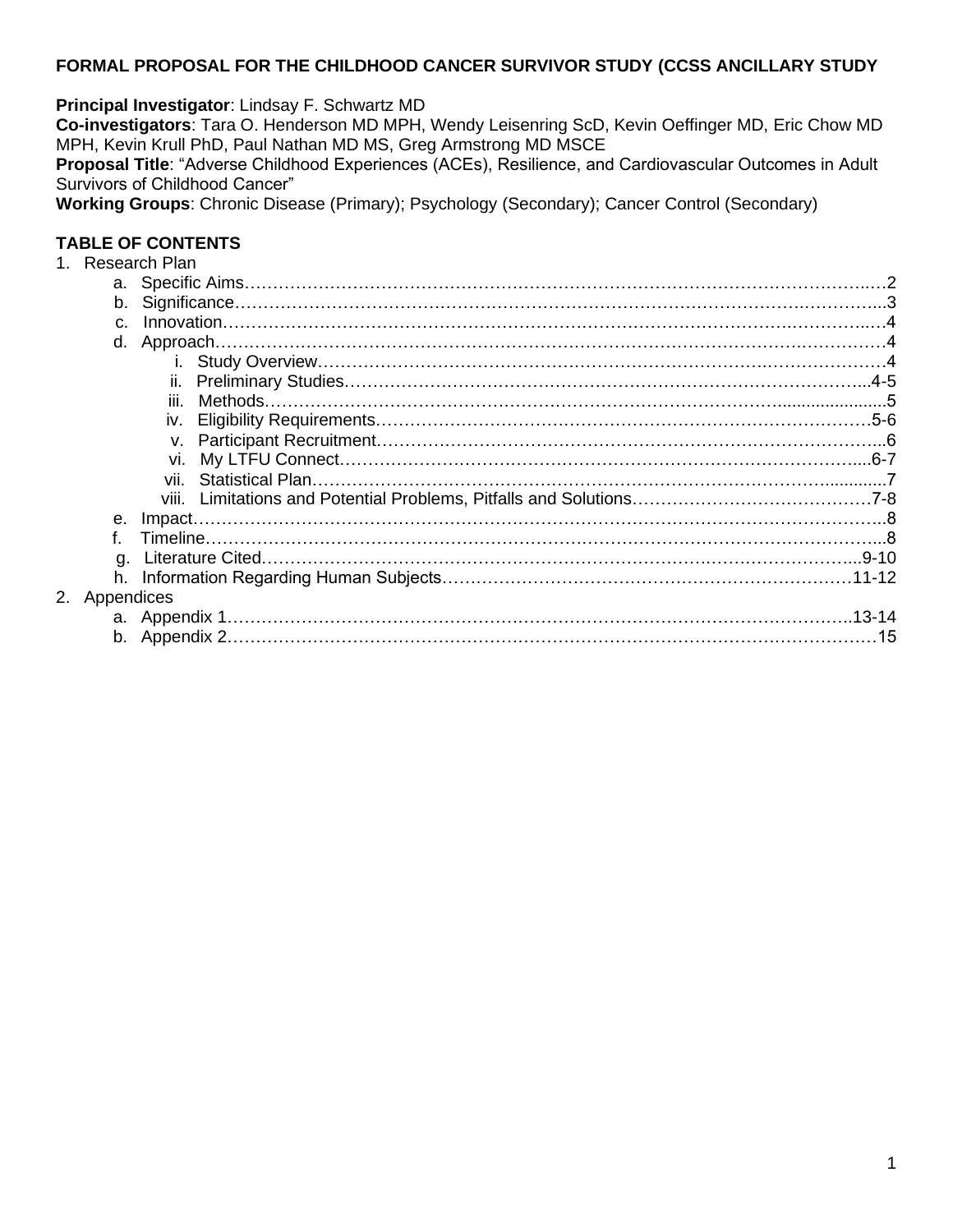**FORMAL PROPOSAL FOR THE CHILDHOOD CANCER SURVIVOR STUDY (CCSS ANCILLARY STUDY**

**Principal Investigator**: Lindsay F. Schwartz MD
**Co-investigators**: Tara O. Henderson MD MPH, Wendy Leisenring ScD, Kevin Oeffinger MD, Eric Chow MD MPH, Kevin Krull PhD, Paul Nathan MD MS, Greg Armstrong MD MSCE
**Proposal Title**: "Adverse Childhood Experiences (ACEs), Resilience, and Cardiovascular Outcomes in Adult Survivors of Childhood Cancer"
**Working Groups**: Chronic Disease (Primary); Psychology (Secondary); Cancer Control (Secondary)

**TABLE OF CONTENTS**

1. Research Plan
   - a. Specific Aims……………………………………………………………………………………………2
   - b. Significance……………………………………………………………………………………………3
   - c. Innovation………………………………………………………………………………………………4
   - d. Approach………………………………………………………………………………………………4
     - i. Study Overview……………………………………………………………………………………4
     - ii. Preliminary Studies……………………………………………………………………………4-5
     - iii. Methods…………………………………………………………………………………………5
     - iv. Eligibility Requirements………………………………………………………………………5-6
     - v. Participant Recruitment…………………………………………………………………………6
     - vi. My LTFU Connect……………………………………………………………………………6-7
     - vii. Statistical Plan…………………………………………………………………………………7
     - viii. Limitations and Potential Problems, Pitfalls and Solutions……………………………………7-8
   - e. Impact……………………………………………………………………………………………………8
   - f. Timeline…………………………………………………………………………………………………8
   - g. Literature Cited………………………………………………………………………………………9-10
   - h. Information Regarding Human Subjects……………………………………………………………11-12
2. Appendices
   - a. Appendix 1……………………………………………………………………………………………13-14
   - b. Appendix 2……………………………………………………………………………………………15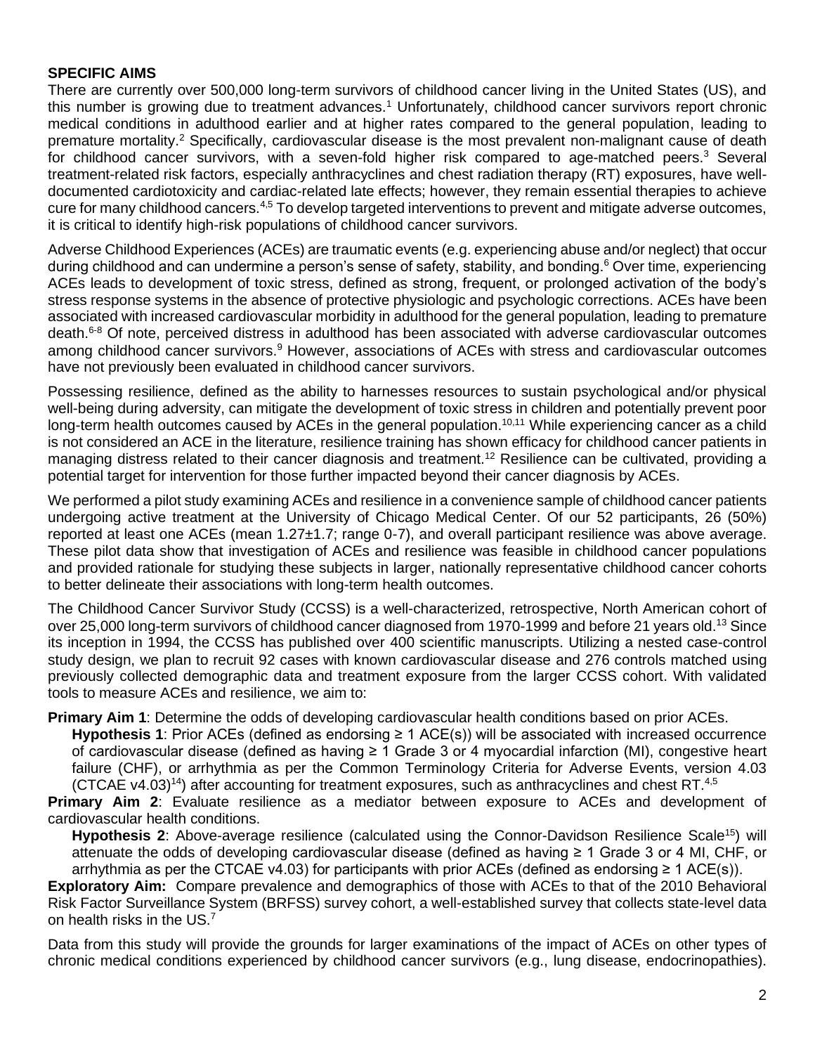## SPECIFIC AIMS

There are currently over 500,000 long-term survivors of childhood cancer living in the United States (US), and this number is growing due to treatment advances.[1] Unfortunately, childhood cancer survivors report chronic medical conditions in adulthood earlier and at higher rates compared to the general population, leading to premature mortality.[2] Specifically, cardiovascular disease is the most prevalent non-malignant cause of death for childhood cancer survivors, with a seven-fold higher risk compared to age-matched peers.[3] Several treatment-related risk factors, especially anthracyclines and chest radiation therapy (RT) exposures, have well-documented cardiotoxicity and cardiac-related late effects; however, they remain essential therapies to achieve cure for many childhood cancers.[4,5] To develop targeted interventions to prevent and mitigate adverse outcomes, it is critical to identify high-risk populations of childhood cancer survivors.

Adverse Childhood Experiences (ACEs) are traumatic events (e.g. experiencing abuse and/or neglect) that occur during childhood and can undermine a person's sense of safety, stability, and bonding.[6] Over time, experiencing ACEs leads to development of toxic stress, defined as strong, frequent, or prolonged activation of the body's stress response systems in the absence of protective physiologic and psychologic corrections. ACEs have been associated with increased cardiovascular morbidity in adulthood for the general population, leading to premature death.[6-8] Of note, perceived distress in adulthood has been associated with adverse cardiovascular outcomes among childhood cancer survivors.[9] However, associations of ACEs with stress and cardiovascular outcomes have not previously been evaluated in childhood cancer survivors.

Possessing resilience, defined as the ability to harnesses resources to sustain psychological and/or physical well-being during adversity, can mitigate the development of toxic stress in children and potentially prevent poor long-term health outcomes caused by ACEs in the general population.[10,11] While experiencing cancer as a child is not considered an ACE in the literature, resilience training has shown efficacy for childhood cancer patients in managing distress related to their cancer diagnosis and treatment.[12] Resilience can be cultivated, providing a potential target for intervention for those further impacted beyond their cancer diagnosis by ACEs.

We performed a pilot study examining ACEs and resilience in a convenience sample of childhood cancer patients undergoing active treatment at the University of Chicago Medical Center. Of our 52 participants, 26 (50%) reported at least one ACEs (mean 1.27±1.7; range 0-7), and overall participant resilience was above average. These pilot data show that investigation of ACEs and resilience was feasible in childhood cancer populations and provided rationale for studying these subjects in larger, nationally representative childhood cancer cohorts to better delineate their associations with long-term health outcomes.

The Childhood Cancer Survivor Study (CCSS) is a well-characterized, retrospective, North American cohort of over 25,000 long-term survivors of childhood cancer diagnosed from 1970-1999 and before 21 years old.[13] Since its inception in 1994, the CCSS has published over 400 scientific manuscripts. Utilizing a nested case-control study design, we plan to recruit 92 cases with known cardiovascular disease and 276 controls matched using previously collected demographic data and treatment exposure from the larger CCSS cohort. With validated tools to measure ACEs and resilience, we aim to:

**Primary Aim 1**: Determine the odds of developing cardiovascular health conditions based on prior ACEs.

**Hypothesis 1**: Prior ACEs (defined as endorsing ≥ 1 ACE(s)) will be associated with increased occurrence of cardiovascular disease (defined as having ≥ 1 Grade 3 or 4 myocardial infarction (MI), congestive heart failure (CHF), or arrhythmia as per the Common Terminology Criteria for Adverse Events, version 4.03 (CTCAE v4.03)[14]) after accounting for treatment exposures, such as anthracyclines and chest RT.[4,5]

**Primary Aim 2**: Evaluate resilience as a mediator between exposure to ACEs and development of cardiovascular health conditions.

**Hypothesis 2**: Above-average resilience (calculated using the Connor-Davidson Resilience Scale[15]) will attenuate the odds of developing cardiovascular disease (defined as having ≥ 1 Grade 3 or 4 MI, CHF, or arrhythmia as per the CTCAE v4.03) for participants with prior ACEs (defined as endorsing ≥ 1 ACE(s)).

**Exploratory Aim:** Compare prevalence and demographics of those with ACEs to that of the 2010 Behavioral Risk Factor Surveillance System (BRFSS) survey cohort, a well-established survey that collects state-level data on health risks in the US.[7]

Data from this study will provide the grounds for larger examinations of the impact of ACEs on other types of chronic medical conditions experienced by childhood cancer survivors (e.g., lung disease, endocrinopathies).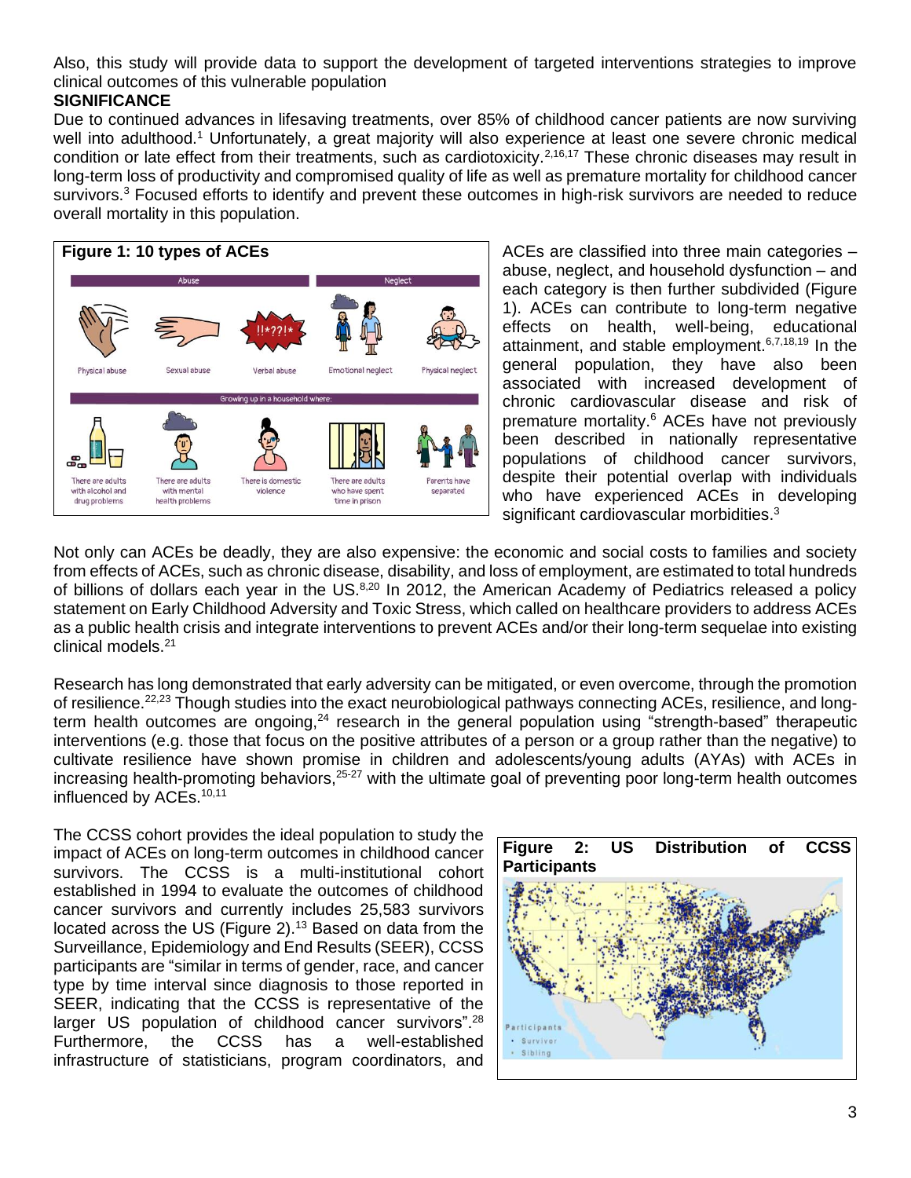Also, this study will provide data to support the development of targeted interventions strategies to improve clinical outcomes of this vulnerable population

**SIGNIFICANCE**

Due to continued advances in lifesaving treatments, over 85% of childhood cancer patients are now surviving well into adulthood.[1] Unfortunately, a great majority will also experience at least one severe chronic medical condition or late effect from their treatments, such as cardiotoxicity.[2,16,17] These chronic diseases may result in long-term loss of productivity and compromised quality of life as well as premature mortality for childhood cancer survivors.[3] Focused efforts to identify and prevent these outcomes in high-risk survivors are needed to reduce overall mortality in this population.

**Figure 1: 10 types of ACEs**

ACEs are classified into three main categories – abuse, neglect, and household dysfunction – and each category is then further subdivided (Figure 1). ACEs can contribute to long-term negative effects on health, well-being, educational attainment, and stable employment.[6,7,18,19] In the general population, they have also been associated with increased development of chronic cardiovascular disease and risk of premature mortality.[6] ACEs have not previously been described in nationally representative populations of childhood cancer survivors, despite their potential overlap with individuals who have experienced ACEs in developing significant cardiovascular morbidities.[3]

Not only can ACEs be deadly, they are also expensive: the economic and social costs to families and society from effects of ACEs, such as chronic disease, disability, and loss of employment, are estimated to total hundreds of billions of dollars each year in the US.[8,20] In 2012, the American Academy of Pediatrics released a policy statement on Early Childhood Adversity and Toxic Stress, which called on healthcare providers to address ACEs as a public health crisis and integrate interventions to prevent ACEs and/or their long-term sequelae into existing clinical models.[21]

Research has long demonstrated that early adversity can be mitigated, or even overcome, through the promotion of resilience.[22,23] Though studies into the exact neurobiological pathways connecting ACEs, resilience, and long-term health outcomes are ongoing,[24] research in the general population using "strength-based" therapeutic interventions (e.g. those that focus on the positive attributes of a person or a group rather than the negative) to cultivate resilience have shown promise in children and adolescents/young adults (AYAs) with ACEs in increasing health-promoting behaviors,[25-27] with the ultimate goal of preventing poor long-term health outcomes influenced by ACEs.[10,11]

The CCSS cohort provides the ideal population to study the impact of ACEs on long-term outcomes in childhood cancer survivors. The CCSS is a multi-institutional cohort established in 1994 to evaluate the outcomes of childhood cancer survivors and currently includes 25,583 survivors located across the US (Figure 2).[13] Based on data from the Surveillance, Epidemiology and End Results (SEER), CCSS participants are "similar in terms of gender, race, and cancer type by time interval since diagnosis to those reported in SEER, indicating that the CCSS is representative of the larger US population of childhood cancer survivors".[28] Furthermore, the CCSS has a well-established infrastructure of statisticians, program coordinators, and

**Figure 2: US Distribution of CCSS Participants**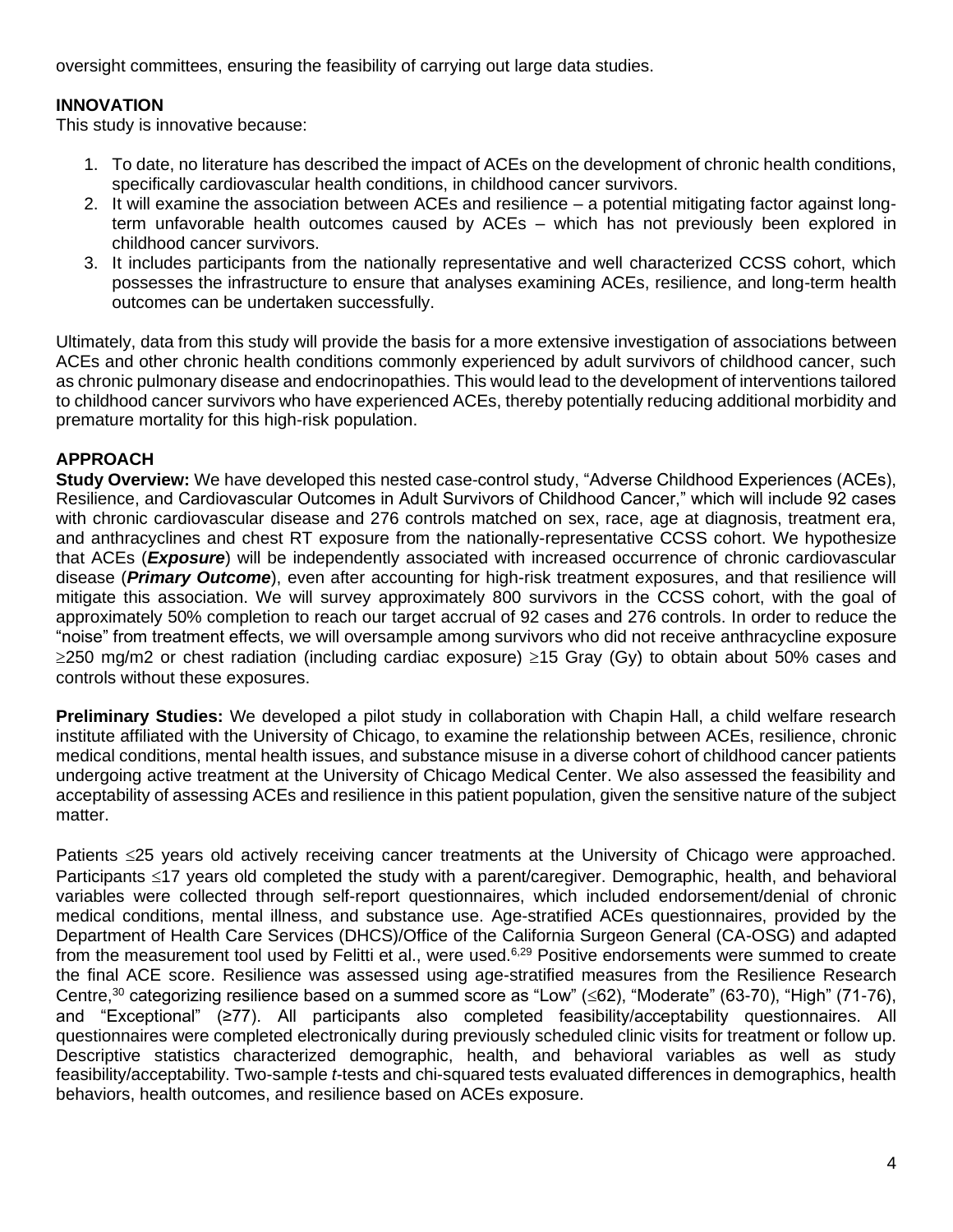oversight committees, ensuring the feasibility of carrying out large data studies.

## INNOVATION

This study is innovative because:

1. To date, no literature has described the impact of ACEs on the development of chronic health conditions, specifically cardiovascular health conditions, in childhood cancer survivors.
2. It will examine the association between ACEs and resilience – a potential mitigating factor against long-term unfavorable health outcomes caused by ACEs – which has not previously been explored in childhood cancer survivors.
3. It includes participants from the nationally representative and well characterized CCSS cohort, which possesses the infrastructure to ensure that analyses examining ACEs, resilience, and long-term health outcomes can be undertaken successfully.

Ultimately, data from this study will provide the basis for a more extensive investigation of associations between ACEs and other chronic health conditions commonly experienced by adult survivors of childhood cancer, such as chronic pulmonary disease and endocrinopathies. This would lead to the development of interventions tailored to childhood cancer survivors who have experienced ACEs, thereby potentially reducing additional morbidity and premature mortality for this high-risk population.

## APPROACH

**Study Overview:** We have developed this nested case-control study, "Adverse Childhood Experiences (ACEs), Resilience, and Cardiovascular Outcomes in Adult Survivors of Childhood Cancer," which will include 92 cases with chronic cardiovascular disease and 276 controls matched on sex, race, age at diagnosis, treatment era, and anthracyclines and chest RT exposure from the nationally-representative CCSS cohort. We hypothesize that ACEs (***Exposure***) will be independently associated with increased occurrence of chronic cardiovascular disease (***Primary Outcome***), even after accounting for high-risk treatment exposures, and that resilience will mitigate this association. We will survey approximately 800 survivors in the CCSS cohort, with the goal of approximately 50% completion to reach our target accrual of 92 cases and 276 controls. In order to reduce the "noise" from treatment effects, we will oversample among survivors who did not receive anthracycline exposure $\geq$250 mg/m2 or chest radiation (including cardiac exposure) $\geq$15 Gray (Gy) to obtain about 50% cases and controls without these exposures.

**Preliminary Studies:** We developed a pilot study in collaboration with Chapin Hall, a child welfare research institute affiliated with the University of Chicago, to examine the relationship between ACEs, resilience, chronic medical conditions, mental health issues, and substance misuse in a diverse cohort of childhood cancer patients undergoing active treatment at the University of Chicago Medical Center. We also assessed the feasibility and acceptability of assessing ACEs and resilience in this patient population, given the sensitive nature of the subject matter.

Patients $\leq$25 years old actively receiving cancer treatments at the University of Chicago were approached. Participants $\leq$17 years old completed the study with a parent/caregiver. Demographic, health, and behavioral variables were collected through self-report questionnaires, which included endorsement/denial of chronic medical conditions, mental illness, and substance use. Age-stratified ACEs questionnaires, provided by the Department of Health Care Services (DHCS)/Office of the California Surgeon General (CA-OSG) and adapted from the measurement tool used by Felitti et al., were used.[6,29] Positive endorsements were summed to create the final ACE score. Resilience was assessed using age-stratified measures from the Resilience Research Centre,[30] categorizing resilience based on a summed score as "Low" ($\leq$62), "Moderate" (63-70), "High" (71-76), and "Exceptional" (≥77). All participants also completed feasibility/acceptability questionnaires. All questionnaires were completed electronically during previously scheduled clinic visits for treatment or follow up. Descriptive statistics characterized demographic, health, and behavioral variables as well as study feasibility/acceptability. Two-sample *t*-tests and chi-squared tests evaluated differences in demographics, health behaviors, health outcomes, and resilience based on ACEs exposure.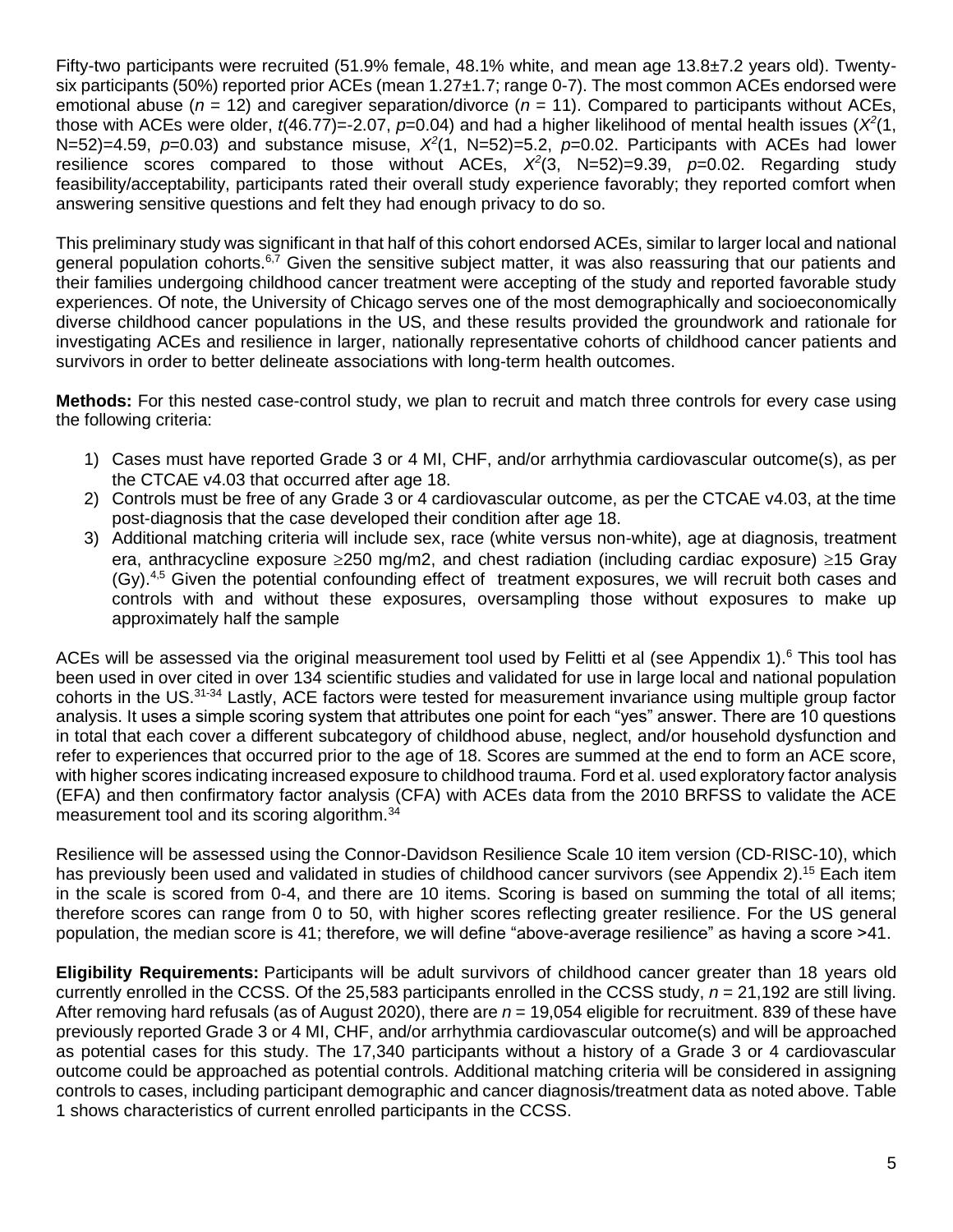Fifty-two participants were recruited (51.9% female, 48.1% white, and mean age 13.8±7.2 years old). Twenty-six participants (50%) reported prior ACEs (mean 1.27±1.7; range 0-7). The most common ACEs endorsed were emotional abuse (*n* = 12) and caregiver separation/divorce (*n* = 11). Compared to participants without ACEs, those with ACEs were older, $t(46.77)=-2.07$, $p=0.04$) and had a higher likelihood of mental health issues ($X^2(1, N=52)=4.59$, $p=0.03$) and substance misuse, $X^2(1, N=52)=5.2$, $p=0.02$. Participants with ACEs had lower resilience scores compared to those without ACEs, $X^2(3, N=52)=9.39$, $p=0.02$. Regarding study feasibility/acceptability, participants rated their overall study experience favorably; they reported comfort when answering sensitive questions and felt they had enough privacy to do so.

This preliminary study was significant in that half of this cohort endorsed ACEs, similar to larger local and national general population cohorts.[6,7] Given the sensitive subject matter, it was also reassuring that our patients and their families undergoing childhood cancer treatment were accepting of the study and reported favorable study experiences. Of note, the University of Chicago serves one of the most demographically and socioeconomically diverse childhood cancer populations in the US, and these results provided the groundwork and rationale for investigating ACEs and resilience in larger, nationally representative cohorts of childhood cancer patients and survivors in order to better delineate associations with long-term health outcomes.

**Methods:** For this nested case-control study, we plan to recruit and match three controls for every case using the following criteria:

1) Cases must have reported Grade 3 or 4 MI, CHF, and/or arrhythmia cardiovascular outcome(s), as per the CTCAE v4.03 that occurred after age 18.
2) Controls must be free of any Grade 3 or 4 cardiovascular outcome, as per the CTCAE v4.03, at the time post-diagnosis that the case developed their condition after age 18.
3) Additional matching criteria will include sex, race (white versus non-white), age at diagnosis, treatment era, anthracycline exposure ≥250 mg/m2, and chest radiation (including cardiac exposure) ≥15 Gray (Gy).[4,5] Given the potential confounding effect of treatment exposures, we will recruit both cases and controls with and without these exposures, oversampling those without exposures to make up approximately half the sample

ACEs will be assessed via the original measurement tool used by Felitti et al (see Appendix 1).[6] This tool has been used in over cited in over 134 scientific studies and validated for use in large local and national population cohorts in the US.[31-34] Lastly, ACE factors were tested for measurement invariance using multiple group factor analysis. It uses a simple scoring system that attributes one point for each "yes" answer. There are 10 questions in total that each cover a different subcategory of childhood abuse, neglect, and/or household dysfunction and refer to experiences that occurred prior to the age of 18. Scores are summed at the end to form an ACE score, with higher scores indicating increased exposure to childhood trauma. Ford et al. used exploratory factor analysis (EFA) and then confirmatory factor analysis (CFA) with ACEs data from the 2010 BRFSS to validate the ACE measurement tool and its scoring algorithm.[34]

Resilience will be assessed using the Connor-Davidson Resilience Scale 10 item version (CD-RISC-10), which has previously been used and validated in studies of childhood cancer survivors (see Appendix 2).[15] Each item in the scale is scored from 0-4, and there are 10 items. Scoring is based on summing the total of all items; therefore scores can range from 0 to 50, with higher scores reflecting greater resilience. For the US general population, the median score is 41; therefore, we will define "above-average resilience" as having a score >41.

**Eligibility Requirements:** Participants will be adult survivors of childhood cancer greater than 18 years old currently enrolled in the CCSS. Of the 25,583 participants enrolled in the CCSS study, *n* = 21,192 are still living. After removing hard refusals (as of August 2020), there are *n* = 19,054 eligible for recruitment. 839 of these have previously reported Grade 3 or 4 MI, CHF, and/or arrhythmia cardiovascular outcome(s) and will be approached as potential cases for this study. The 17,340 participants without a history of a Grade 3 or 4 cardiovascular outcome could be approached as potential controls. Additional matching criteria will be considered in assigning controls to cases, including participant demographic and cancer diagnosis/treatment data as noted above. Table 1 shows characteristics of current enrolled participants in the CCSS.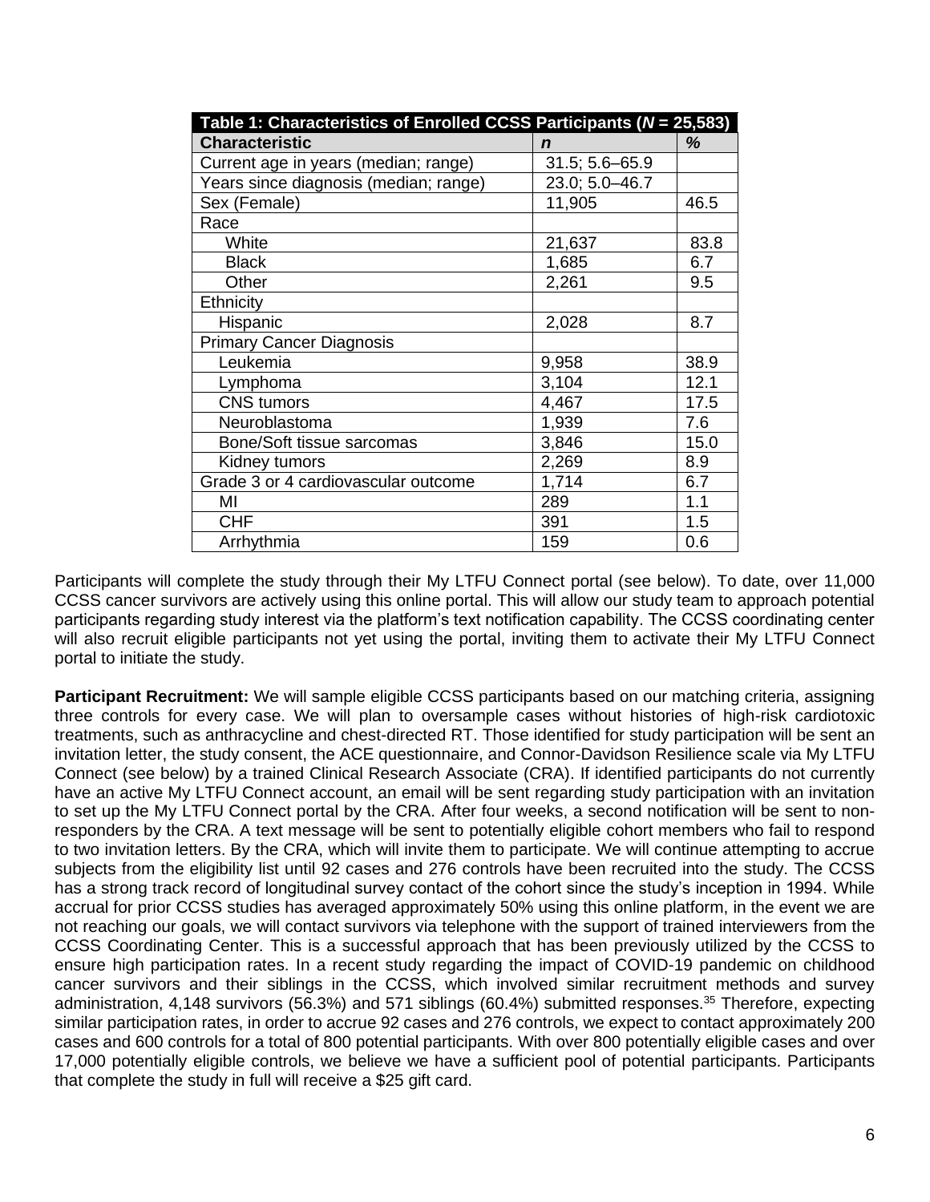| Table 1: Characteristics of Enrolled CCSS Participants (*N* = 25,583) | | |
|---|---|---|
| **Characteristic** | ***n*** | **%** |
| Current age in years (median; range) | 31.5; 5.6–65.9 | |
| Years since diagnosis (median; range) | 23.0; 5.0–46.7 | |
| Sex (Female) | 11,905 | 46.5 |
| Race | | |
| White | 21,637 | 83.8 |
| Black | 1,685 | 6.7 |
| Other | 2,261 | 9.5 |
| Ethnicity | | |
| Hispanic | 2,028 | 8.7 |
| Primary Cancer Diagnosis | | |
| Leukemia | 9,958 | 38.9 |
| Lymphoma | 3,104 | 12.1 |
| CNS tumors | 4,467 | 17.5 |
| Neuroblastoma | 1,939 | 7.6 |
| Bone/Soft tissue sarcomas | 3,846 | 15.0 |
| Kidney tumors | 2,269 | 8.9 |
| Grade 3 or 4 cardiovascular outcome | 1,714 | 6.7 |
| MI | 289 | 1.1 |
| CHF | 391 | 1.5 |
| Arrhythmia | 159 | 0.6 |

Participants will complete the study through their My LTFU Connect portal (see below). To date, over 11,000 CCSS cancer survivors are actively using this online portal. This will allow our study team to approach potential participants regarding study interest via the platform's text notification capability. The CCSS coordinating center will also recruit eligible participants not yet using the portal, inviting them to activate their My LTFU Connect portal to initiate the study.

**Participant Recruitment:** We will sample eligible CCSS participants based on our matching criteria, assigning three controls for every case. We will plan to oversample cases without histories of high-risk cardiotoxic treatments, such as anthracycline and chest-directed RT. Those identified for study participation will be sent an invitation letter, the study consent, the ACE questionnaire, and Connor-Davidson Resilience scale via My LTFU Connect (see below) by a trained Clinical Research Associate (CRA). If identified participants do not currently have an active My LTFU Connect account, an email will be sent regarding study participation with an invitation to set up the My LTFU Connect portal by the CRA. After four weeks, a second notification will be sent to non-responders by the CRA. A text message will be sent to potentially eligible cohort members who fail to respond to two invitation letters. By the CRA, which will invite them to participate. We will continue attempting to accrue subjects from the eligibility list until 92 cases and 276 controls have been recruited into the study. The CCSS has a strong track record of longitudinal survey contact of the cohort since the study's inception in 1994. While accrual for prior CCSS studies has averaged approximately 50% using this online platform, in the event we are not reaching our goals, we will contact survivors via telephone with the support of trained interviewers from the CCSS Coordinating Center. This is a successful approach that has been previously utilized by the CCSS to ensure high participation rates. In a recent study regarding the impact of COVID-19 pandemic on childhood cancer survivors and their siblings in the CCSS, which involved similar recruitment methods and survey administration, 4,148 survivors (56.3%) and 571 siblings (60.4%) submitted responses.[35] Therefore, expecting similar participation rates, in order to accrue 92 cases and 276 controls, we expect to contact approximately 200 cases and 600 controls for a total of 800 potential participants. With over 800 potentially eligible cases and over 17,000 potentially eligible controls, we believe we have a sufficient pool of potential participants. Participants that complete the study in full will receive a $25 gift card.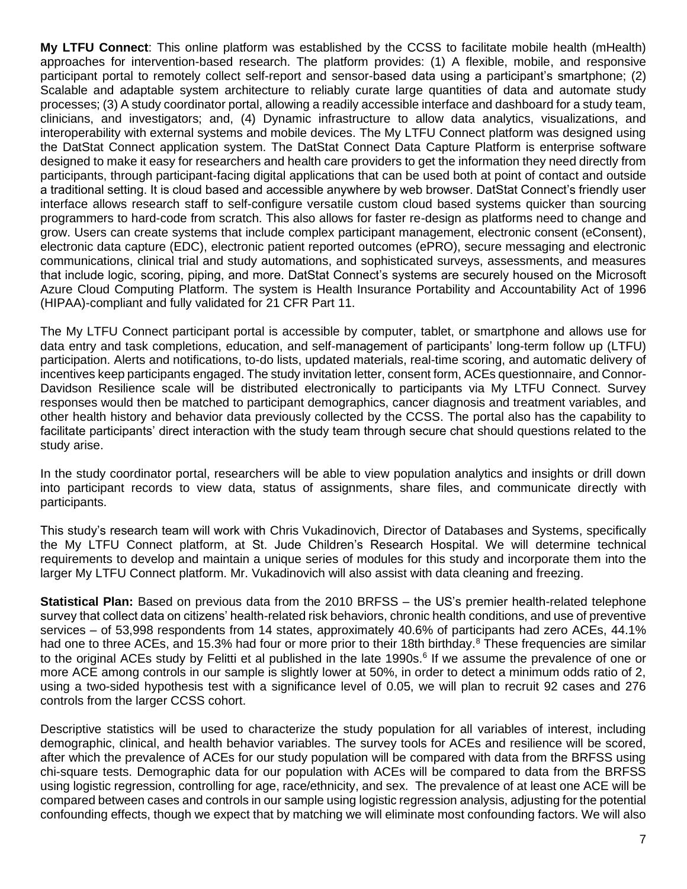**My LTFU Connect**: This online platform was established by the CCSS to facilitate mobile health (mHealth) approaches for intervention-based research. The platform provides: (1) A flexible, mobile, and responsive participant portal to remotely collect self-report and sensor-based data using a participant's smartphone; (2) Scalable and adaptable system architecture to reliably curate large quantities of data and automate study processes; (3) A study coordinator portal, allowing a readily accessible interface and dashboard for a study team, clinicians, and investigators; and, (4) Dynamic infrastructure to allow data analytics, visualizations, and interoperability with external systems and mobile devices. The My LTFU Connect platform was designed using the DatStat Connect application system. The DatStat Connect Data Capture Platform is enterprise software designed to make it easy for researchers and health care providers to get the information they need directly from participants, through participant-facing digital applications that can be used both at point of contact and outside a traditional setting. It is cloud based and accessible anywhere by web browser. DatStat Connect's friendly user interface allows research staff to self-configure versatile custom cloud based systems quicker than sourcing programmers to hard-code from scratch. This also allows for faster re-design as platforms need to change and grow. Users can create systems that include complex participant management, electronic consent (eConsent), electronic data capture (EDC), electronic patient reported outcomes (ePRO), secure messaging and electronic communications, clinical trial and study automations, and sophisticated surveys, assessments, and measures that include logic, scoring, piping, and more. DatStat Connect's systems are securely housed on the Microsoft Azure Cloud Computing Platform. The system is Health Insurance Portability and Accountability Act of 1996 (HIPAA)-compliant and fully validated for 21 CFR Part 11.

The My LTFU Connect participant portal is accessible by computer, tablet, or smartphone and allows use for data entry and task completions, education, and self-management of participants' long-term follow up (LTFU) participation. Alerts and notifications, to-do lists, updated materials, real-time scoring, and automatic delivery of incentives keep participants engaged. The study invitation letter, consent form, ACEs questionnaire, and Connor-Davidson Resilience scale will be distributed electronically to participants via My LTFU Connect. Survey responses would then be matched to participant demographics, cancer diagnosis and treatment variables, and other health history and behavior data previously collected by the CCSS. The portal also has the capability to facilitate participants' direct interaction with the study team through secure chat should questions related to the study arise.

In the study coordinator portal, researchers will be able to view population analytics and insights or drill down into participant records to view data, status of assignments, share files, and communicate directly with participants.

This study's research team will work with Chris Vukadinovich, Director of Databases and Systems, specifically the My LTFU Connect platform, at St. Jude Children's Research Hospital. We will determine technical requirements to develop and maintain a unique series of modules for this study and incorporate them into the larger My LTFU Connect platform. Mr. Vukadinovich will also assist with data cleaning and freezing.

**Statistical Plan:** Based on previous data from the 2010 BRFSS – the US's premier health-related telephone survey that collect data on citizens' health-related risk behaviors, chronic health conditions, and use of preventive services – of 53,998 respondents from 14 states, approximately 40.6% of participants had zero ACEs, 44.1% had one to three ACEs, and 15.3% had four or more prior to their 18th birthday.[8] These frequencies are similar to the original ACEs study by Felitti et al published in the late 1990s.[6] If we assume the prevalence of one or more ACE among controls in our sample is slightly lower at 50%, in order to detect a minimum odds ratio of 2, using a two-sided hypothesis test with a significance level of 0.05, we will plan to recruit 92 cases and 276 controls from the larger CCSS cohort.

Descriptive statistics will be used to characterize the study population for all variables of interest, including demographic, clinical, and health behavior variables. The survey tools for ACEs and resilience will be scored, after which the prevalence of ACEs for our study population will be compared with data from the BRFSS using chi-square tests. Demographic data for our population with ACEs will be compared to data from the BRFSS using logistic regression, controlling for age, race/ethnicity, and sex. The prevalence of at least one ACE will be compared between cases and controls in our sample using logistic regression analysis, adjusting for the potential confounding effects, though we expect that by matching we will eliminate most confounding factors. We will also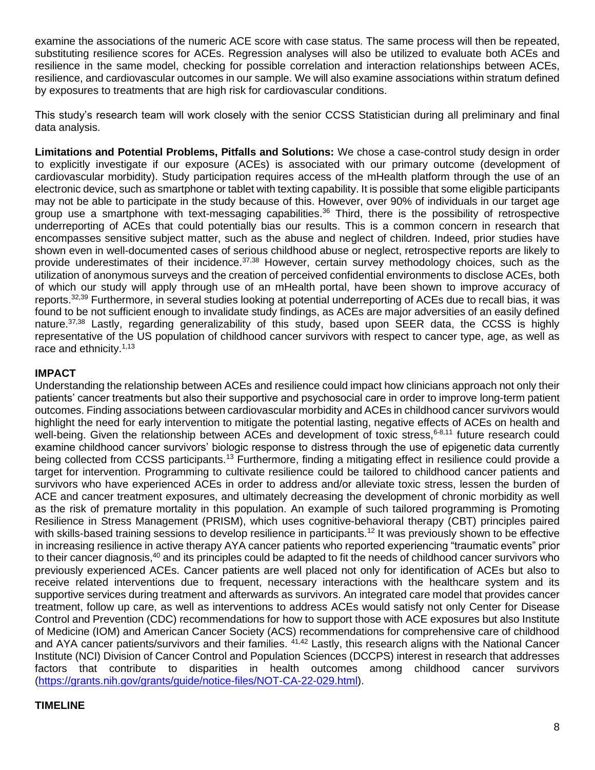examine the associations of the numeric ACE score with case status. The same process will then be repeated, substituting resilience scores for ACEs. Regression analyses will also be utilized to evaluate both ACEs and resilience in the same model, checking for possible correlation and interaction relationships between ACEs, resilience, and cardiovascular outcomes in our sample. We will also examine associations within stratum defined by exposures to treatments that are high risk for cardiovascular conditions.

This study's research team will work closely with the senior CCSS Statistician during all preliminary and final data analysis.

**Limitations and Potential Problems, Pitfalls and Solutions:** We chose a case-control study design in order to explicitly investigate if our exposure (ACEs) is associated with our primary outcome (development of cardiovascular morbidity). Study participation requires access of the mHealth platform through the use of an electronic device, such as smartphone or tablet with texting capability. It is possible that some eligible participants may not be able to participate in the study because of this. However, over 90% of individuals in our target age group use a smartphone with text-messaging capabilities.[36] Third, there is the possibility of retrospective underreporting of ACEs that could potentially bias our results. This is a common concern in research that encompasses sensitive subject matter, such as the abuse and neglect of children. Indeed, prior studies have shown even in well-documented cases of serious childhood abuse or neglect, retrospective reports are likely to provide underestimates of their incidence.[37,38] However, certain survey methodology choices, such as the utilization of anonymous surveys and the creation of perceived confidential environments to disclose ACEs, both of which our study will apply through use of an mHealth portal, have been shown to improve accuracy of reports.[32,39] Furthermore, in several studies looking at potential underreporting of ACEs due to recall bias, it was found to be not sufficient enough to invalidate study findings, as ACEs are major adversities of an easily defined nature.[37,38] Lastly, regarding generalizability of this study, based upon SEER data, the CCSS is highly representative of the US population of childhood cancer survivors with respect to cancer type, age, as well as race and ethnicity.[1,13]

## IMPACT

Understanding the relationship between ACEs and resilience could impact how clinicians approach not only their patients' cancer treatments but also their supportive and psychosocial care in order to improve long-term patient outcomes. Finding associations between cardiovascular morbidity and ACEs in childhood cancer survivors would highlight the need for early intervention to mitigate the potential lasting, negative effects of ACEs on health and well-being. Given the relationship between ACEs and development of toxic stress,[6-8,11] future research could examine childhood cancer survivors' biologic response to distress through the use of epigenetic data currently being collected from CCSS participants.[13] Furthermore, finding a mitigating effect in resilience could provide a target for intervention. Programming to cultivate resilience could be tailored to childhood cancer patients and survivors who have experienced ACEs in order to address and/or alleviate toxic stress, lessen the burden of ACE and cancer treatment exposures, and ultimately decreasing the development of chronic morbidity as well as the risk of premature mortality in this population. An example of such tailored programming is Promoting Resilience in Stress Management (PRISM), which uses cognitive-behavioral therapy (CBT) principles paired with skills-based training sessions to develop resilience in participants.[12] It was previously shown to be effective in increasing resilience in active therapy AYA cancer patients who reported experiencing "traumatic events" prior to their cancer diagnosis,[40] and its principles could be adapted to fit the needs of childhood cancer survivors who previously experienced ACEs. Cancer patients are well placed not only for identification of ACEs but also to receive related interventions due to frequent, necessary interactions with the healthcare system and its supportive services during treatment and afterwards as survivors. An integrated care model that provides cancer treatment, follow up care, as well as interventions to address ACEs would satisfy not only Center for Disease Control and Prevention (CDC) recommendations for how to support those with ACE exposures but also Institute of Medicine (IOM) and American Cancer Society (ACS) recommendations for comprehensive care of childhood and AYA cancer patients/survivors and their families. [41,42] Lastly, this research aligns with the National Cancer Institute (NCI) Division of Cancer Control and Population Sciences (DCCPS) interest in research that addresses factors that contribute to disparities in health outcomes among childhood cancer survivors (https://grants.nih.gov/grants/guide/notice-files/NOT-CA-22-029.html).

## TIMELINE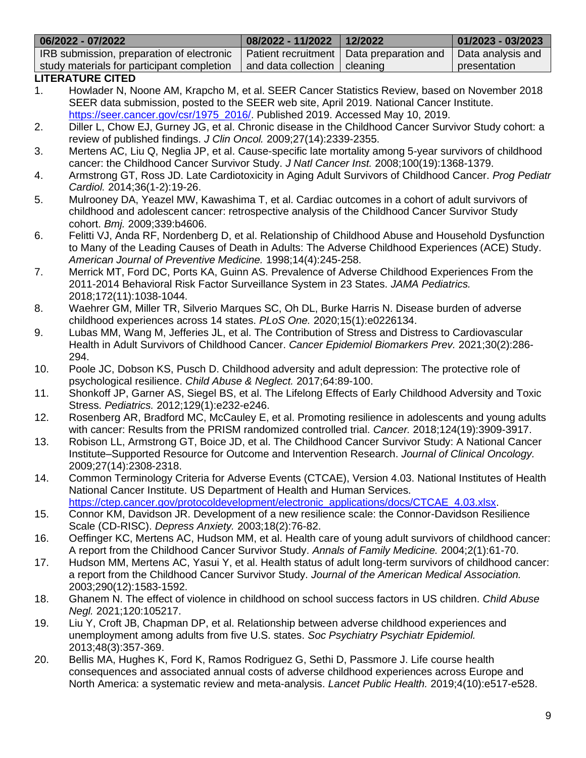| 06/2022 - 07/2022 | 08/2022 - 11/2022 | 12/2022 | 01/2023 - 03/2023 |
|---|---|---|---|
| IRB submission, preparation of electronic study materials for participant completion | Patient recruitment and data collection | Data preparation and cleaning | Data analysis and presentation |

**LITERATURE CITED**

1. Howlader N, Noone AM, Krapcho M, et al. SEER Cancer Statistics Review, based on November 2018 SEER data submission, posted to the SEER web site, April 2019. National Cancer Institute. https://seer.cancer.gov/csr/1975_2016/. Published 2019. Accessed May 10, 2019.
2. Diller L, Chow EJ, Gurney JG, et al. Chronic disease in the Childhood Cancer Survivor Study cohort: a review of published findings. *J Clin Oncol.* 2009;27(14):2339-2355.
3. Mertens AC, Liu Q, Neglia JP, et al. Cause-specific late mortality among 5-year survivors of childhood cancer: the Childhood Cancer Survivor Study. *J Natl Cancer Inst.* 2008;100(19):1368-1379.
4. Armstrong GT, Ross JD. Late Cardiotoxicity in Aging Adult Survivors of Childhood Cancer. *Prog Pediatr Cardiol.* 2014;36(1-2):19-26.
5. Mulrooney DA, Yeazel MW, Kawashima T, et al. Cardiac outcomes in a cohort of adult survivors of childhood and adolescent cancer: retrospective analysis of the Childhood Cancer Survivor Study cohort. *Bmj.* 2009;339:b4606.
6. Felitti VJ, Anda RF, Nordenberg D, et al. Relationship of Childhood Abuse and Household Dysfunction to Many of the Leading Causes of Death in Adults: The Adverse Childhood Experiences (ACE) Study. *American Journal of Preventive Medicine.* 1998;14(4):245-258.
7. Merrick MT, Ford DC, Ports KA, Guinn AS. Prevalence of Adverse Childhood Experiences From the 2011-2014 Behavioral Risk Factor Surveillance System in 23 States. *JAMA Pediatrics.* 2018;172(11):1038-1044.
8. Waehrer GM, Miller TR, Silverio Marques SC, Oh DL, Burke Harris N. Disease burden of adverse childhood experiences across 14 states. *PLoS One.* 2020;15(1):e0226134.
9. Lubas MM, Wang M, Jefferies JL, et al. The Contribution of Stress and Distress to Cardiovascular Health in Adult Survivors of Childhood Cancer. *Cancer Epidemiol Biomarkers Prev.* 2021;30(2):286-294.
10. Poole JC, Dobson KS, Pusch D. Childhood adversity and adult depression: The protective role of psychological resilience. *Child Abuse & Neglect.* 2017;64:89-100.
11. Shonkoff JP, Garner AS, Siegel BS, et al. The Lifelong Effects of Early Childhood Adversity and Toxic Stress. *Pediatrics.* 2012;129(1):e232-e246.
12. Rosenberg AR, Bradford MC, McCauley E, et al. Promoting resilience in adolescents and young adults with cancer: Results from the PRISM randomized controlled trial. *Cancer.* 2018;124(19):3909-3917.
13. Robison LL, Armstrong GT, Boice JD, et al. The Childhood Cancer Survivor Study: A National Cancer Institute–Supported Resource for Outcome and Intervention Research. *Journal of Clinical Oncology.* 2009;27(14):2308-2318.
14. Common Terminology Criteria for Adverse Events (CTCAE), Version 4.03. National Institutes of Health National Cancer Institute. US Department of Health and Human Services. https://ctep.cancer.gov/protocoldevelopment/electronic_applications/docs/CTCAE_4.03.xlsx.
15. Connor KM, Davidson JR. Development of a new resilience scale: the Connor-Davidson Resilience Scale (CD-RISC). *Depress Anxiety.* 2003;18(2):76-82.
16. Oeffinger KC, Mertens AC, Hudson MM, et al. Health care of young adult survivors of childhood cancer: A report from the Childhood Cancer Survivor Study. *Annals of Family Medicine.* 2004;2(1):61-70.
17. Hudson MM, Mertens AC, Yasui Y, et al. Health status of adult long-term survivors of childhood cancer: a report from the Childhood Cancer Survivor Study. *Journal of the American Medical Association.* 2003;290(12):1583-1592.
18. Ghanem N. The effect of violence in childhood on school success factors in US children. *Child Abuse Negl.* 2021;120:105217.
19. Liu Y, Croft JB, Chapman DP, et al. Relationship between adverse childhood experiences and unemployment among adults from five U.S. states. *Soc Psychiatry Psychiatr Epidemiol.* 2013;48(3):357-369.
20. Bellis MA, Hughes K, Ford K, Ramos Rodriguez G, Sethi D, Passmore J. Life course health consequences and associated annual costs of adverse childhood experiences across Europe and North America: a systematic review and meta-analysis. *Lancet Public Health.* 2019;4(10):e517-e528.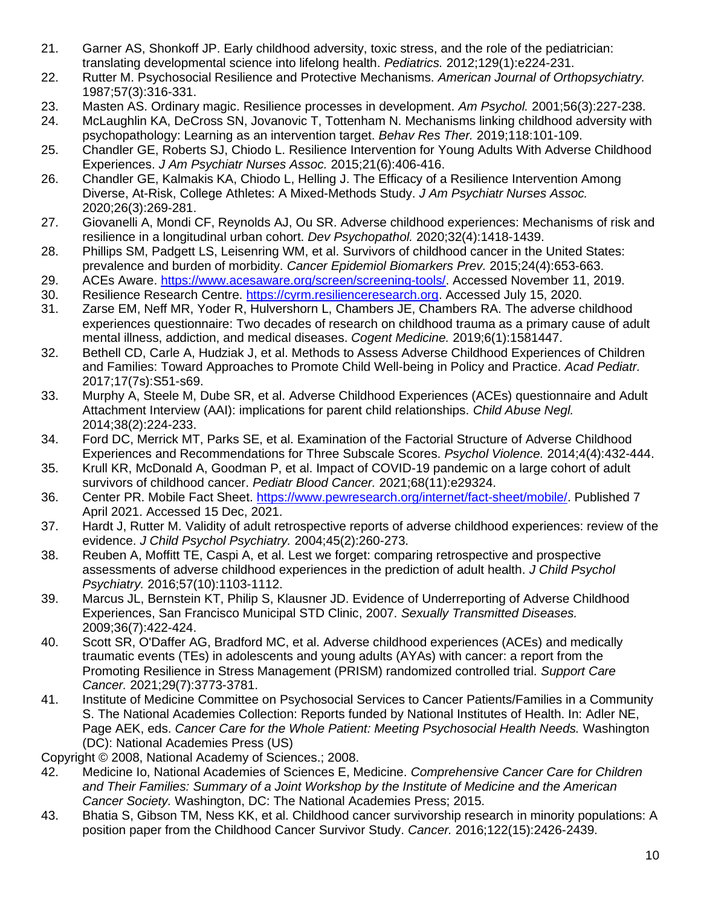21. Garner AS, Shonkoff JP. Early childhood adversity, toxic stress, and the role of the pediatrician: translating developmental science into lifelong health. *Pediatrics.* 2012;129(1):e224-231.
22. Rutter M. Psychosocial Resilience and Protective Mechanisms. *American Journal of Orthopsychiatry.* 1987;57(3):316-331.
23. Masten AS. Ordinary magic. Resilience processes in development. *Am Psychol.* 2001;56(3):227-238.
24. McLaughlin KA, DeCross SN, Jovanovic T, Tottenham N. Mechanisms linking childhood adversity with psychopathology: Learning as an intervention target. *Behav Res Ther.* 2019;118:101-109.
25. Chandler GE, Roberts SJ, Chiodo L. Resilience Intervention for Young Adults With Adverse Childhood Experiences. *J Am Psychiatr Nurses Assoc.* 2015;21(6):406-416.
26. Chandler GE, Kalmakis KA, Chiodo L, Helling J. The Efficacy of a Resilience Intervention Among Diverse, At-Risk, College Athletes: A Mixed-Methods Study. *J Am Psychiatr Nurses Assoc.* 2020;26(3):269-281.
27. Giovanelli A, Mondi CF, Reynolds AJ, Ou SR. Adverse childhood experiences: Mechanisms of risk and resilience in a longitudinal urban cohort. *Dev Psychopathol.* 2020;32(4):1418-1439.
28. Phillips SM, Padgett LS, Leisenring WM, et al. Survivors of childhood cancer in the United States: prevalence and burden of morbidity. *Cancer Epidemiol Biomarkers Prev.* 2015;24(4):653-663.
29. ACEs Aware. https://www.acesaware.org/screen/screening-tools/. Accessed November 11, 2019.
30. Resilience Research Centre. https://cyrm.resilienceresearch.org. Accessed July 15, 2020.
31. Zarse EM, Neff MR, Yoder R, Hulvershorn L, Chambers JE, Chambers RA. The adverse childhood experiences questionnaire: Two decades of research on childhood trauma as a primary cause of adult mental illness, addiction, and medical diseases. *Cogent Medicine.* 2019;6(1):1581447.
32. Bethell CD, Carle A, Hudziak J, et al. Methods to Assess Adverse Childhood Experiences of Children and Families: Toward Approaches to Promote Child Well-being in Policy and Practice. *Acad Pediatr.* 2017;17(7s):S51-s69.
33. Murphy A, Steele M, Dube SR, et al. Adverse Childhood Experiences (ACEs) questionnaire and Adult Attachment Interview (AAI): implications for parent child relationships. *Child Abuse Negl.* 2014;38(2):224-233.
34. Ford DC, Merrick MT, Parks SE, et al. Examination of the Factorial Structure of Adverse Childhood Experiences and Recommendations for Three Subscale Scores. *Psychol Violence.* 2014;4(4):432-444.
35. Krull KR, McDonald A, Goodman P, et al. Impact of COVID-19 pandemic on a large cohort of adult survivors of childhood cancer. *Pediatr Blood Cancer.* 2021;68(11):e29324.
36. Center PR. Mobile Fact Sheet. https://www.pewresearch.org/internet/fact-sheet/mobile/. Published 7 April 2021. Accessed 15 Dec, 2021.
37. Hardt J, Rutter M. Validity of adult retrospective reports of adverse childhood experiences: review of the evidence. *J Child Psychol Psychiatry.* 2004;45(2):260-273.
38. Reuben A, Moffitt TE, Caspi A, et al. Lest we forget: comparing retrospective and prospective assessments of adverse childhood experiences in the prediction of adult health. *J Child Psychol Psychiatry.* 2016;57(10):1103-1112.
39. Marcus JL, Bernstein KT, Philip S, Klausner JD. Evidence of Underreporting of Adverse Childhood Experiences, San Francisco Municipal STD Clinic, 2007. *Sexually Transmitted Diseases.* 2009;36(7):422-424.
40. Scott SR, O'Daffer AG, Bradford MC, et al. Adverse childhood experiences (ACEs) and medically traumatic events (TEs) in adolescents and young adults (AYAs) with cancer: a report from the Promoting Resilience in Stress Management (PRISM) randomized controlled trial. *Support Care Cancer.* 2021;29(7):3773-3781.
41. Institute of Medicine Committee on Psychosocial Services to Cancer Patients/Families in a Community S. The National Academies Collection: Reports funded by National Institutes of Health. In: Adler NE, Page AEK, eds. *Cancer Care for the Whole Patient: Meeting Psychosocial Health Needs.* Washington (DC): National Academies Press (US)
Copyright © 2008, National Academy of Sciences.; 2008.
42. Medicine Io, National Academies of Sciences E, Medicine. *Comprehensive Cancer Care for Children and Their Families: Summary of a Joint Workshop by the Institute of Medicine and the American Cancer Society.* Washington, DC: The National Academies Press; 2015.
43. Bhatia S, Gibson TM, Ness KK, et al. Childhood cancer survivorship research in minority populations: A position paper from the Childhood Cancer Survivor Study. *Cancer.* 2016;122(15):2426-2439.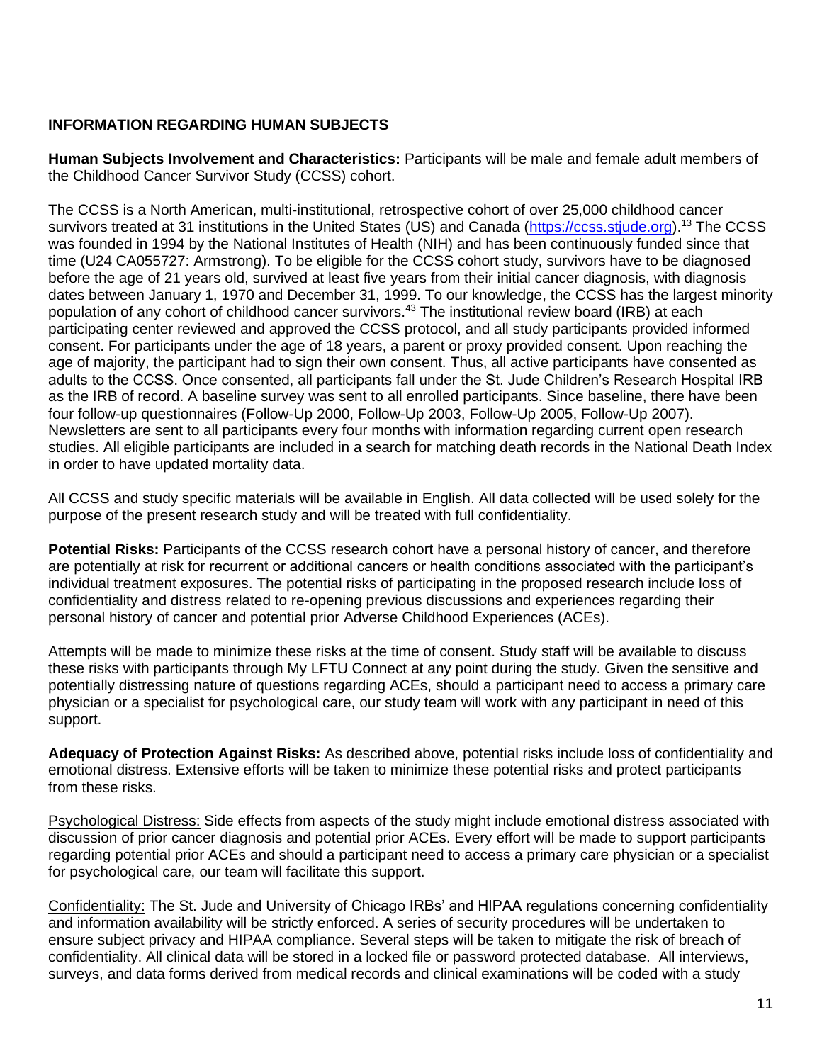## INFORMATION REGARDING HUMAN SUBJECTS

**Human Subjects Involvement and Characteristics:** Participants will be male and female adult members of the Childhood Cancer Survivor Study (CCSS) cohort.

The CCSS is a North American, multi-institutional, retrospective cohort of over 25,000 childhood cancer survivors treated at 31 institutions in the United States (US) and Canada (https://ccss.stjude.org).[13] The CCSS was founded in 1994 by the National Institutes of Health (NIH) and has been continuously funded since that time (U24 CA055727: Armstrong). To be eligible for the CCSS cohort study, survivors have to be diagnosed before the age of 21 years old, survived at least five years from their initial cancer diagnosis, with diagnosis dates between January 1, 1970 and December 31, 1999. To our knowledge, the CCSS has the largest minority population of any cohort of childhood cancer survivors.[43] The institutional review board (IRB) at each participating center reviewed and approved the CCSS protocol, and all study participants provided informed consent. For participants under the age of 18 years, a parent or proxy provided consent. Upon reaching the age of majority, the participant had to sign their own consent. Thus, all active participants have consented as adults to the CCSS. Once consented, all participants fall under the St. Jude Children's Research Hospital IRB as the IRB of record. A baseline survey was sent to all enrolled participants. Since baseline, there have been four follow-up questionnaires (Follow-Up 2000, Follow-Up 2003, Follow-Up 2005, Follow-Up 2007). Newsletters are sent to all participants every four months with information regarding current open research studies. All eligible participants are included in a search for matching death records in the National Death Index in order to have updated mortality data.

All CCSS and study specific materials will be available in English. All data collected will be used solely for the purpose of the present research study and will be treated with full confidentiality.

**Potential Risks:** Participants of the CCSS research cohort have a personal history of cancer, and therefore are potentially at risk for recurrent or additional cancers or health conditions associated with the participant's individual treatment exposures. The potential risks of participating in the proposed research include loss of confidentiality and distress related to re-opening previous discussions and experiences regarding their personal history of cancer and potential prior Adverse Childhood Experiences (ACEs).

Attempts will be made to minimize these risks at the time of consent. Study staff will be available to discuss these risks with participants through My LFTU Connect at any point during the study. Given the sensitive and potentially distressing nature of questions regarding ACEs, should a participant need to access a primary care physician or a specialist for psychological care, our study team will work with any participant in need of this support.

**Adequacy of Protection Against Risks:** As described above, potential risks include loss of confidentiality and emotional distress. Extensive efforts will be taken to minimize these potential risks and protect participants from these risks.

Psychological Distress: Side effects from aspects of the study might include emotional distress associated with discussion of prior cancer diagnosis and potential prior ACEs. Every effort will be made to support participants regarding potential prior ACEs and should a participant need to access a primary care physician or a specialist for psychological care, our team will facilitate this support.

Confidentiality: The St. Jude and University of Chicago IRBs' and HIPAA regulations concerning confidentiality and information availability will be strictly enforced. A series of security procedures will be undertaken to ensure subject privacy and HIPAA compliance. Several steps will be taken to mitigate the risk of breach of confidentiality. All clinical data will be stored in a locked file or password protected database. All interviews, surveys, and data forms derived from medical records and clinical examinations will be coded with a study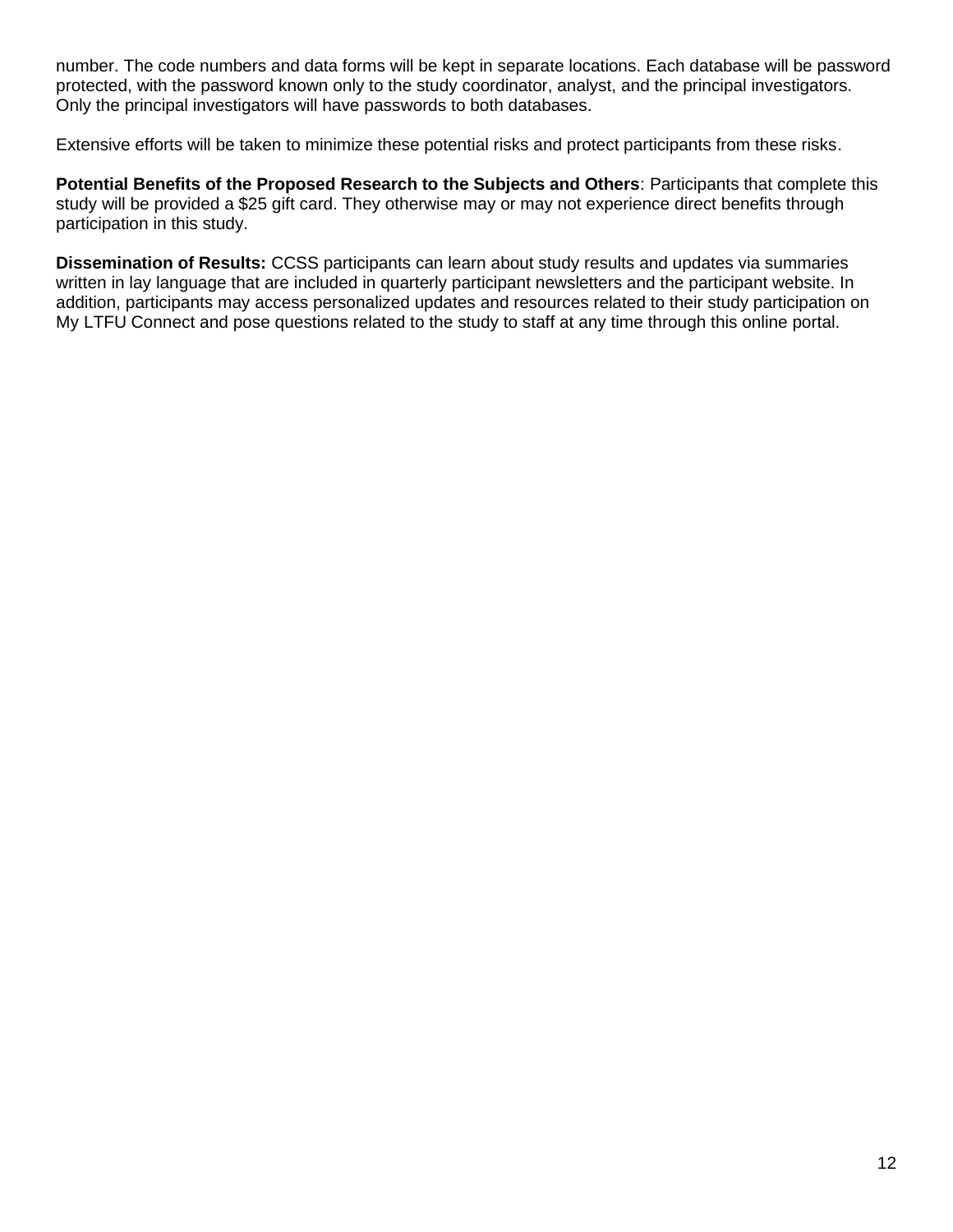number. The code numbers and data forms will be kept in separate locations. Each database will be password protected, with the password known only to the study coordinator, analyst, and the principal investigators. Only the principal investigators will have passwords to both databases.

Extensive efforts will be taken to minimize these potential risks and protect participants from these risks.

**Potential Benefits of the Proposed Research to the Subjects and Others**: Participants that complete this study will be provided a $25 gift card. They otherwise may or may not experience direct benefits through participation in this study.

**Dissemination of Results:** CCSS participants can learn about study results and updates via summaries written in lay language that are included in quarterly participant newsletters and the participant website. In addition, participants may access personalized updates and resources related to their study participation on My LTFU Connect and pose questions related to the study to staff at any time through this online portal.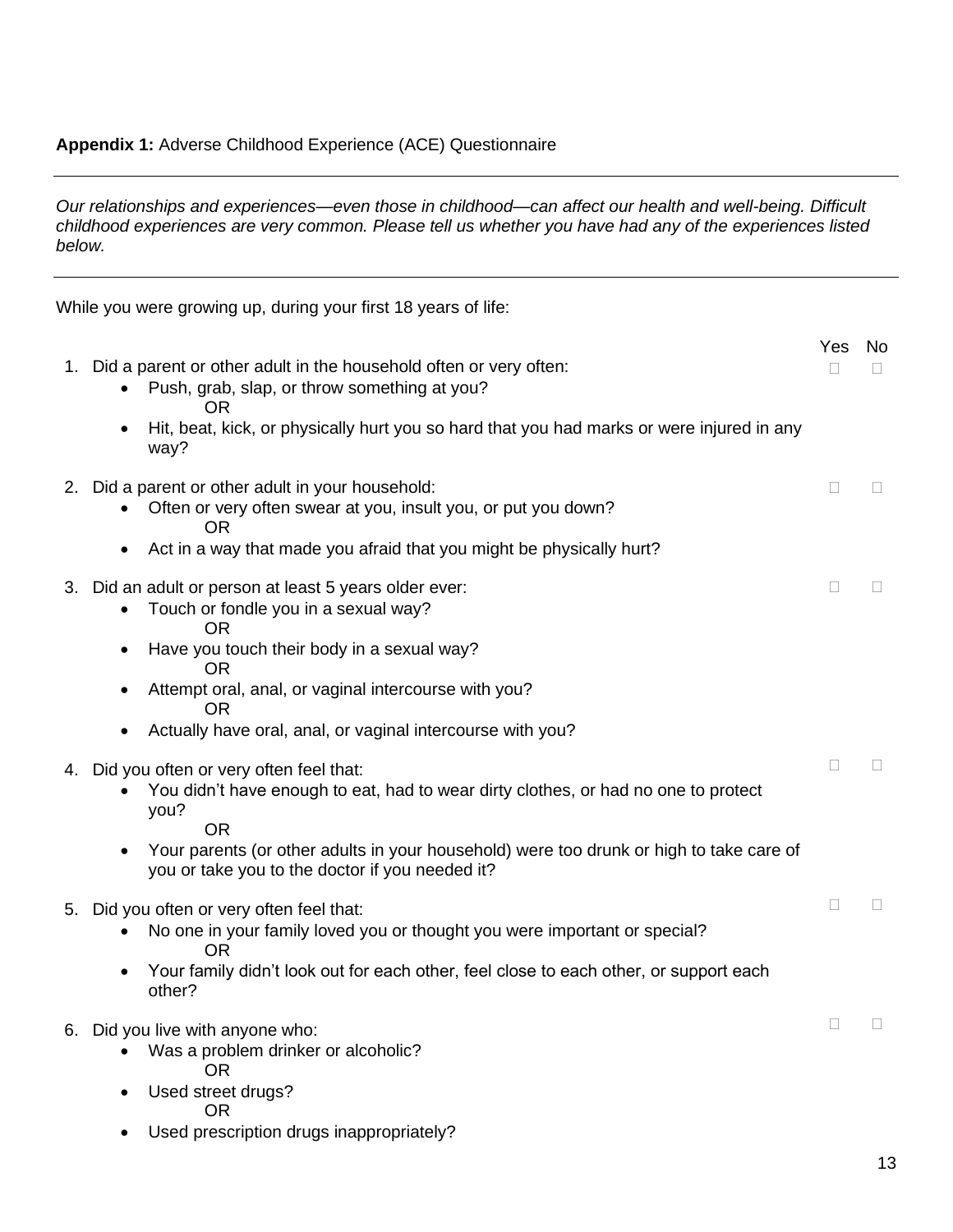**Appendix 1:** Adverse Childhood Experience (ACE) Questionnaire

---

*Our relationships and experiences—even those in childhood—can affect our health and well-being. Difficult childhood experiences are very common. Please tell us whether you have had any of the experiences listed below.*

---

While you were growing up, during your first 18 years of life:

| | Yes | No |
|---|---|---|
| 1. Did a parent or other adult in the household often or very often:<br>• Push, grab, slap, or throw something at you?<br>OR<br>• Hit, beat, kick, or physically hurt you so hard that you had marks or were injured in any way? | ☐ | ☐ |
| 2. Did a parent or other adult in your household:<br>• Often or very often swear at you, insult you, or put you down?<br>OR<br>• Act in a way that made you afraid that you might be physically hurt? | ☐ | ☐ |
| 3. Did an adult or person at least 5 years older ever:<br>• Touch or fondle you in a sexual way?<br>OR<br>• Have you touch their body in a sexual way?<br>OR<br>• Attempt oral, anal, or vaginal intercourse with you?<br>OR<br>• Actually have oral, anal, or vaginal intercourse with you? | ☐ | ☐ |
| 4. Did you often or very often feel that:<br>• You didn't have enough to eat, had to wear dirty clothes, or had no one to protect you?<br>OR<br>• Your parents (or other adults in your household) were too drunk or high to take care of you or take you to the doctor if you needed it? | ☐ | ☐ |
| 5. Did you often or very often feel that:<br>• No one in your family loved you or thought you were important or special?<br>OR<br>• Your family didn't look out for each other, feel close to each other, or support each other? | ☐ | ☐ |
| 6. Did you live with anyone who:<br>• Was a problem drinker or alcoholic?<br>OR<br>• Used street drugs?<br>OR<br>• Used prescription drugs inappropriately? | ☐ | ☐ |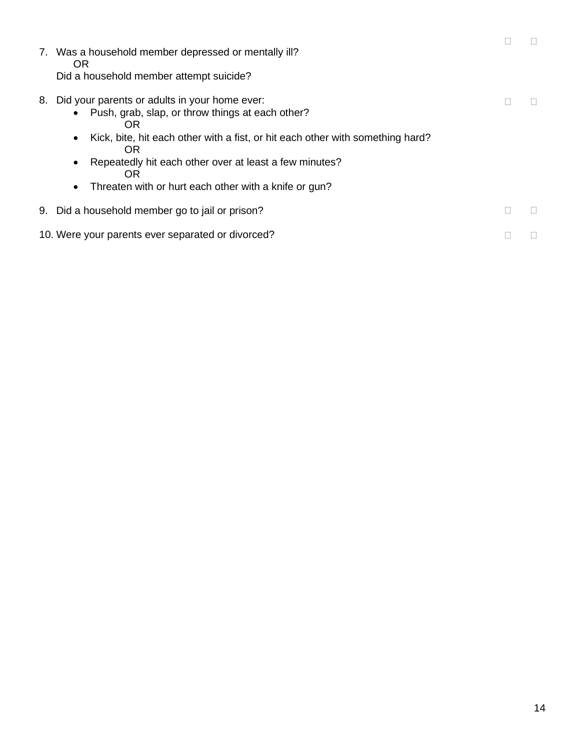7. Was a household member depressed or mentally ill?
   OR
   Did a household member attempt suicide? ☐ ☐

8. Did your parents or adults in your home ever: ☐ ☐
   - Push, grab, slap, or throw things at each other?
     OR
   - Kick, bite, hit each other with a fist, or hit each other with something hard?
     OR
   - Repeatedly hit each other over at least a few minutes?
     OR
   - Threaten with or hurt each other with a knife or gun?

9. Did a household member go to jail or prison? ☐ ☐

10. Were your parents ever separated or divorced? ☐ ☐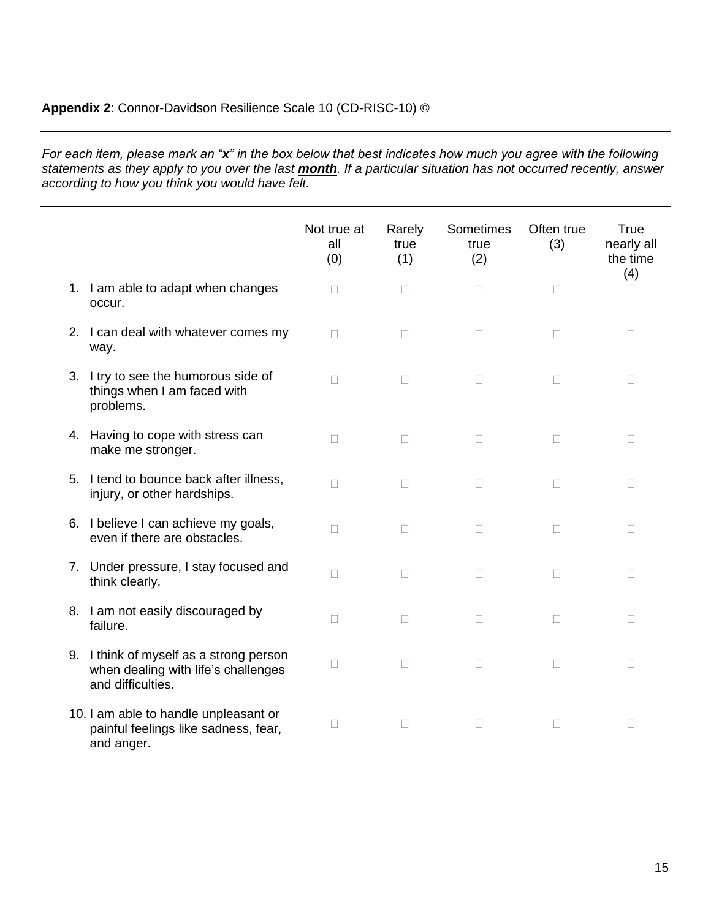**Appendix 2**: Connor-Davidson Resilience Scale 10 (CD-RISC-10) ©

---

*For each item, please mark an "**x**" in the box below that best indicates how much you agree with the following statements as they apply to you over the last* ***month***. *If a particular situation has not occurred recently, answer according to how you think you would have felt.*

---

| | Not true at all (0) | Rarely true (1) | Sometimes true (2) | Often true (3) | True nearly all the time (4) |
|---|---|---|---|---|---|
| 1. I am able to adapt when changes occur. | ☐ | ☐ | ☐ | ☐ | ☐ |
| 2. I can deal with whatever comes my way. | ☐ | ☐ | ☐ | ☐ | ☐ |
| 3. I try to see the humorous side of things when I am faced with problems. | ☐ | ☐ | ☐ | ☐ | ☐ |
| 4. Having to cope with stress can make me stronger. | ☐ | ☐ | ☐ | ☐ | ☐ |
| 5. I tend to bounce back after illness, injury, or other hardships. | ☐ | ☐ | ☐ | ☐ | ☐ |
| 6. I believe I can achieve my goals, even if there are obstacles. | ☐ | ☐ | ☐ | ☐ | ☐ |
| 7. Under pressure, I stay focused and think clearly. | ☐ | ☐ | ☐ | ☐ | ☐ |
| 8. I am not easily discouraged by failure. | ☐ | ☐ | ☐ | ☐ | ☐ |
| 9. I think of myself as a strong person when dealing with life's challenges and difficulties. | ☐ | ☐ | ☐ | ☐ | ☐ |
| 10. I am able to handle unpleasant or painful feelings like sadness, fear, and anger. | ☐ | ☐ | ☐ | ☐ | ☐ |